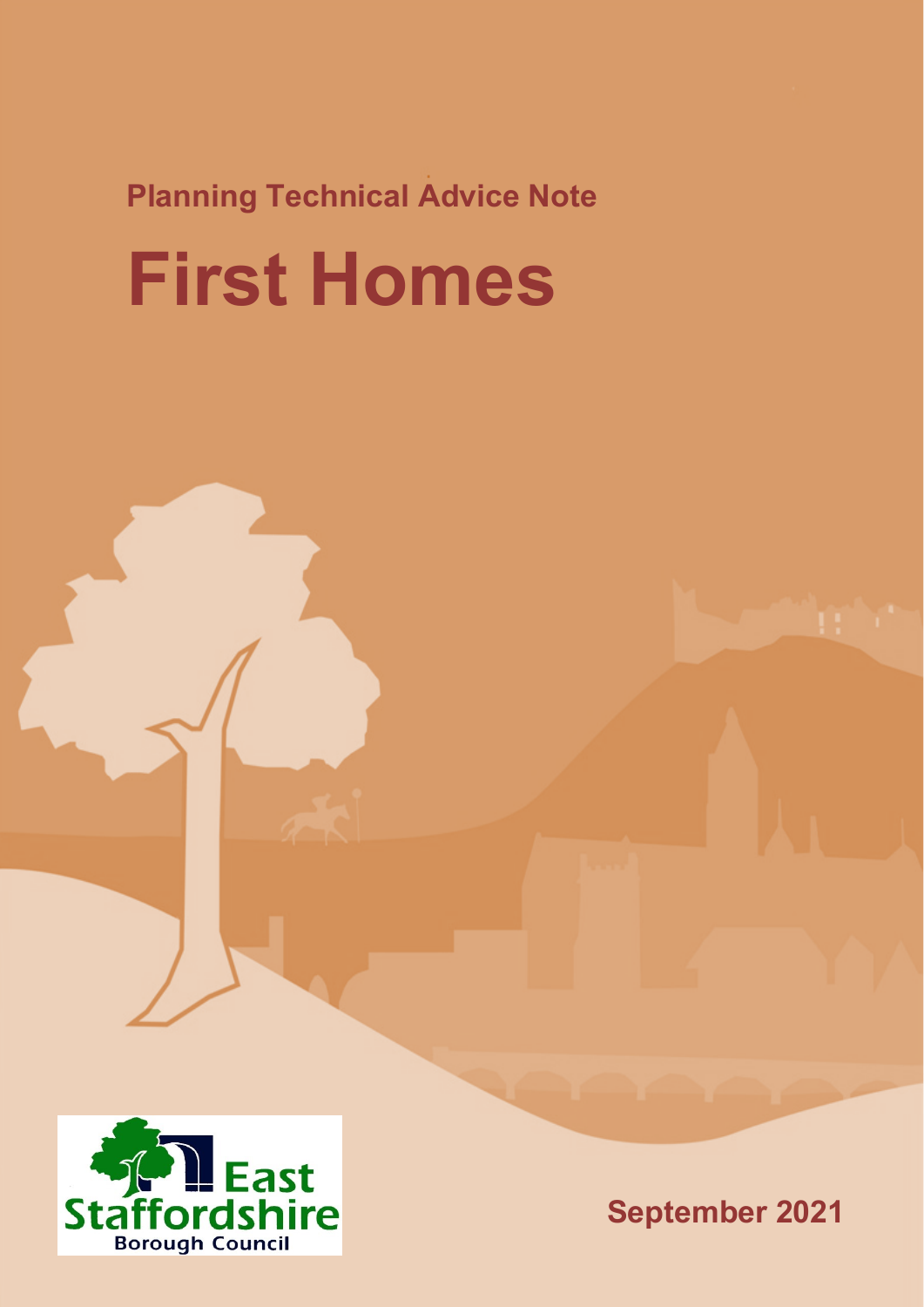Planning Technical Advice Note

# First Homes

East Staffordshire Borough Council

September 2021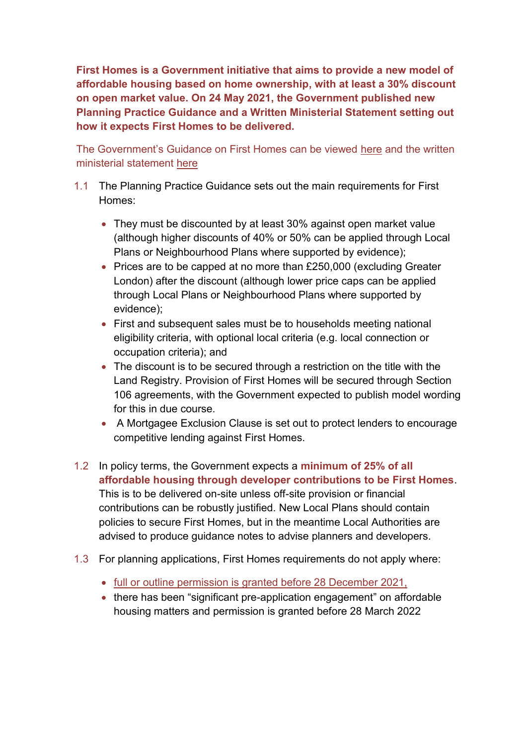**First Homes is a Government initiative that aims to provide a new model of affordable housing based on home ownership, with at least a 30% discount on open market value. On 24 May 2021, the Government published new Planning Practice Guidance and a Written Ministerial Statement setting out how it expects First Homes to be delivered.**

The Government's Guidance on First Homes can be viewed here and the written ministerial statement here

1.1 The Planning Practice Guidance sets out the main requirements for First Homes:

- They must be discounted by at least 30% against open market value (although higher discounts of 40% or 50% can be applied through Local Plans or Neighbourhood Plans where supported by evidence);
- Prices are to be capped at no more than £250,000 (excluding Greater London) after the discount (although lower price caps can be applied through Local Plans or Neighbourhood Plans where supported by evidence);
- First and subsequent sales must be to households meeting national eligibility criteria, with optional local criteria (e.g. local connection or occupation criteria); and
- The discount is to be secured through a restriction on the title with the Land Registry. Provision of First Homes will be secured through Section 106 agreements, with the Government expected to publish model wording for this in due course.
- A Mortgagee Exclusion Clause is set out to protect lenders to encourage competitive lending against First Homes.

1.2 In policy terms, the Government expects a **minimum of 25% of all affordable housing through developer contributions to be First Homes**. This is to be delivered on-site unless off-site provision or financial contributions can be robustly justified. New Local Plans should contain policies to secure First Homes, but in the meantime Local Authorities are advised to produce guidance notes to advise planners and developers.

1.3 For planning applications, First Homes requirements do not apply where:

- full or outline permission is granted before 28 December 2021,
- there has been "significant pre-application engagement" on affordable housing matters and permission is granted before 28 March 2022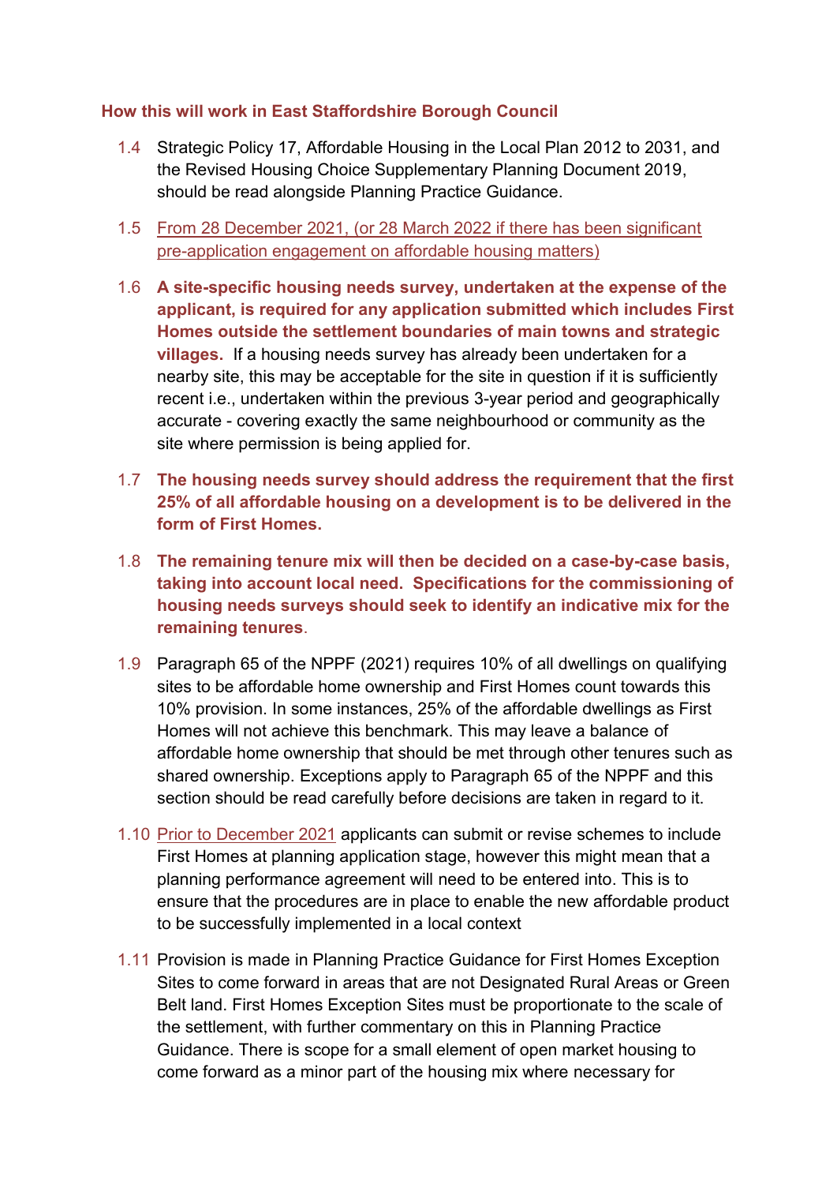### How this will work in East Staffordshire Borough Council

1.4 Strategic Policy 17, Affordable Housing in the Local Plan 2012 to 2031, and the Revised Housing Choice Supplementary Planning Document 2019, should be read alongside Planning Practice Guidance.

1.5 From 28 December 2021, (or 28 March 2022 if there has been significant pre-application engagement on affordable housing matters)

1.6 **A site-specific housing needs survey, undertaken at the expense of the applicant, is required for any application submitted which includes First Homes outside the settlement boundaries of main towns and strategic villages.** If a housing needs survey has already been undertaken for a nearby site, this may be acceptable for the site in question if it is sufficiently recent i.e., undertaken within the previous 3-year period and geographically accurate - covering exactly the same neighbourhood or community as the site where permission is being applied for.

1.7 **The housing needs survey should address the requirement that the first 25% of all affordable housing on a development is to be delivered in the form of First Homes.**

1.8 **The remaining tenure mix will then be decided on a case-by-case basis, taking into account local need. Specifications for the commissioning of housing needs surveys should seek to identify an indicative mix for the remaining tenures**.

1.9 Paragraph 65 of the NPPF (2021) requires 10% of all dwellings on qualifying sites to be affordable home ownership and First Homes count towards this 10% provision. In some instances, 25% of the affordable dwellings as First Homes will not achieve this benchmark. This may leave a balance of affordable home ownership that should be met through other tenures such as shared ownership. Exceptions apply to Paragraph 65 of the NPPF and this section should be read carefully before decisions are taken in regard to it.

1.10 Prior to December 2021 applicants can submit or revise schemes to include First Homes at planning application stage, however this might mean that a planning performance agreement will need to be entered into. This is to ensure that the procedures are in place to enable the new affordable product to be successfully implemented in a local context

1.11 Provision is made in Planning Practice Guidance for First Homes Exception Sites to come forward in areas that are not Designated Rural Areas or Green Belt land. First Homes Exception Sites must be proportionate to the scale of the settlement, with further commentary on this in Planning Practice Guidance. There is scope for a small element of open market housing to come forward as a minor part of the housing mix where necessary for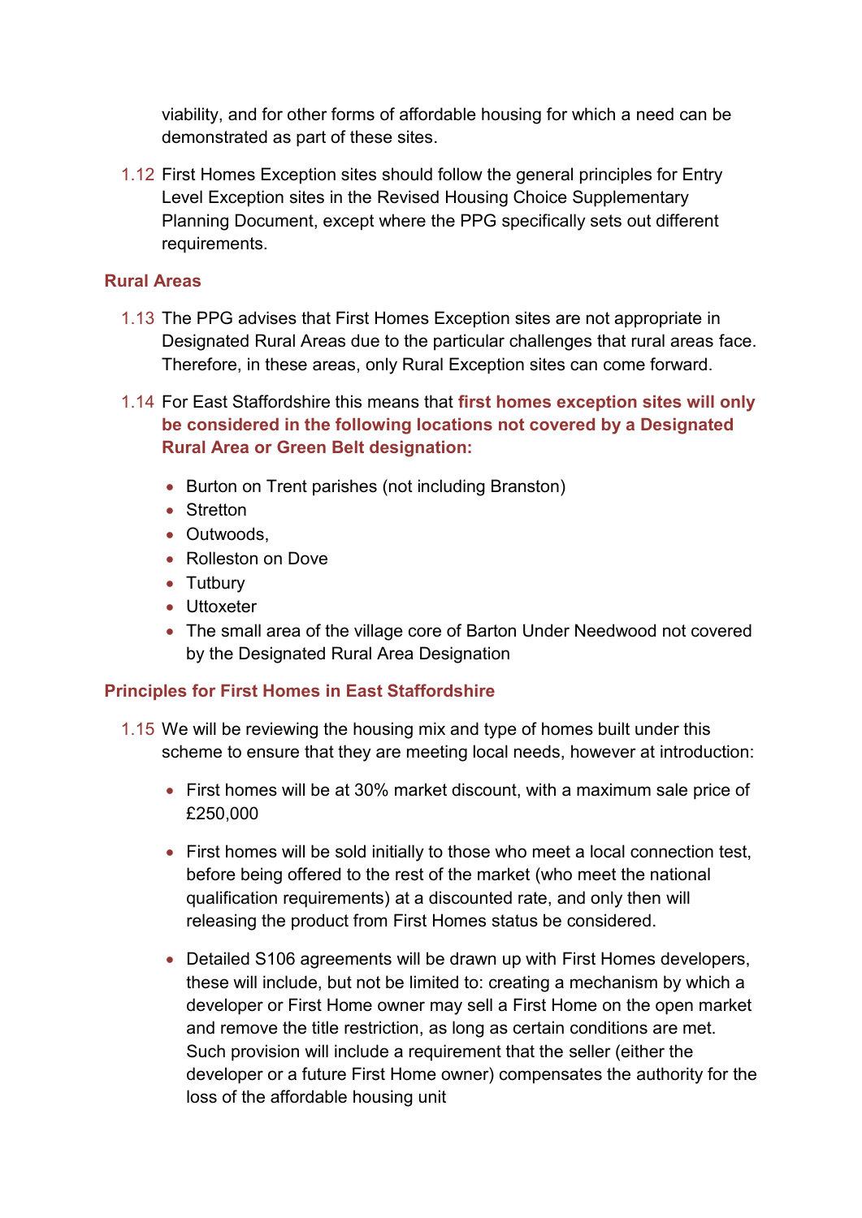viability, and for other forms of affordable housing for which a need can be demonstrated as part of these sites.

1.12 First Homes Exception sites should follow the general principles for Entry Level Exception sites in the Revised Housing Choice Supplementary Planning Document, except where the PPG specifically sets out different requirements.

### Rural Areas

1.13 The PPG advises that First Homes Exception sites are not appropriate in Designated Rural Areas due to the particular challenges that rural areas face. Therefore, in these areas, only Rural Exception sites can come forward.

1.14 For East Staffordshire this means that **first homes exception sites will only be considered in the following locations not covered by a Designated Rural Area or Green Belt designation:**

- Burton on Trent parishes (not including Branston)
- Stretton
- Outwoods,
- Rolleston on Dove
- Tutbury
- Uttoxeter
- The small area of the village core of Barton Under Needwood not covered by the Designated Rural Area Designation

### Principles for First Homes in East Staffordshire

1.15 We will be reviewing the housing mix and type of homes built under this scheme to ensure that they are meeting local needs, however at introduction:

- First homes will be at 30% market discount, with a maximum sale price of £250,000
- First homes will be sold initially to those who meet a local connection test, before being offered to the rest of the market (who meet the national qualification requirements) at a discounted rate, and only then will releasing the product from First Homes status be considered.
- Detailed S106 agreements will be drawn up with First Homes developers, these will include, but not be limited to: creating a mechanism by which a developer or First Home owner may sell a First Home on the open market and remove the title restriction, as long as certain conditions are met. Such provision will include a requirement that the seller (either the developer or a future First Home owner) compensates the authority for the loss of the affordable housing unit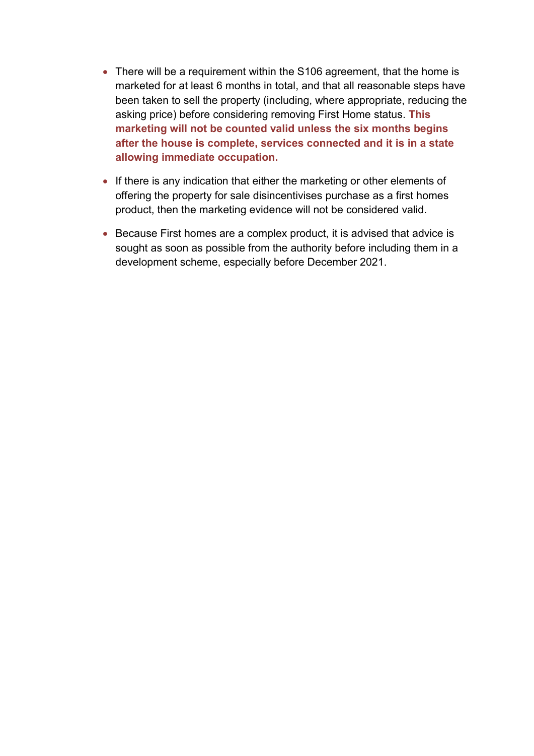- There will be a requirement within the S106 agreement, that the home is marketed for at least 6 months in total, and that all reasonable steps have been taken to sell the property (including, where appropriate, reducing the asking price) before considering removing First Home status. **This marketing will not be counted valid unless the six months begins after the house is complete, services connected and it is in a state allowing immediate occupation.**

- If there is any indication that either the marketing or other elements of offering the property for sale disincentivises purchase as a first homes product, then the marketing evidence will not be considered valid.

- Because First homes are a complex product, it is advised that advice is sought as soon as possible from the authority before including them in a development scheme, especially before December 2021.